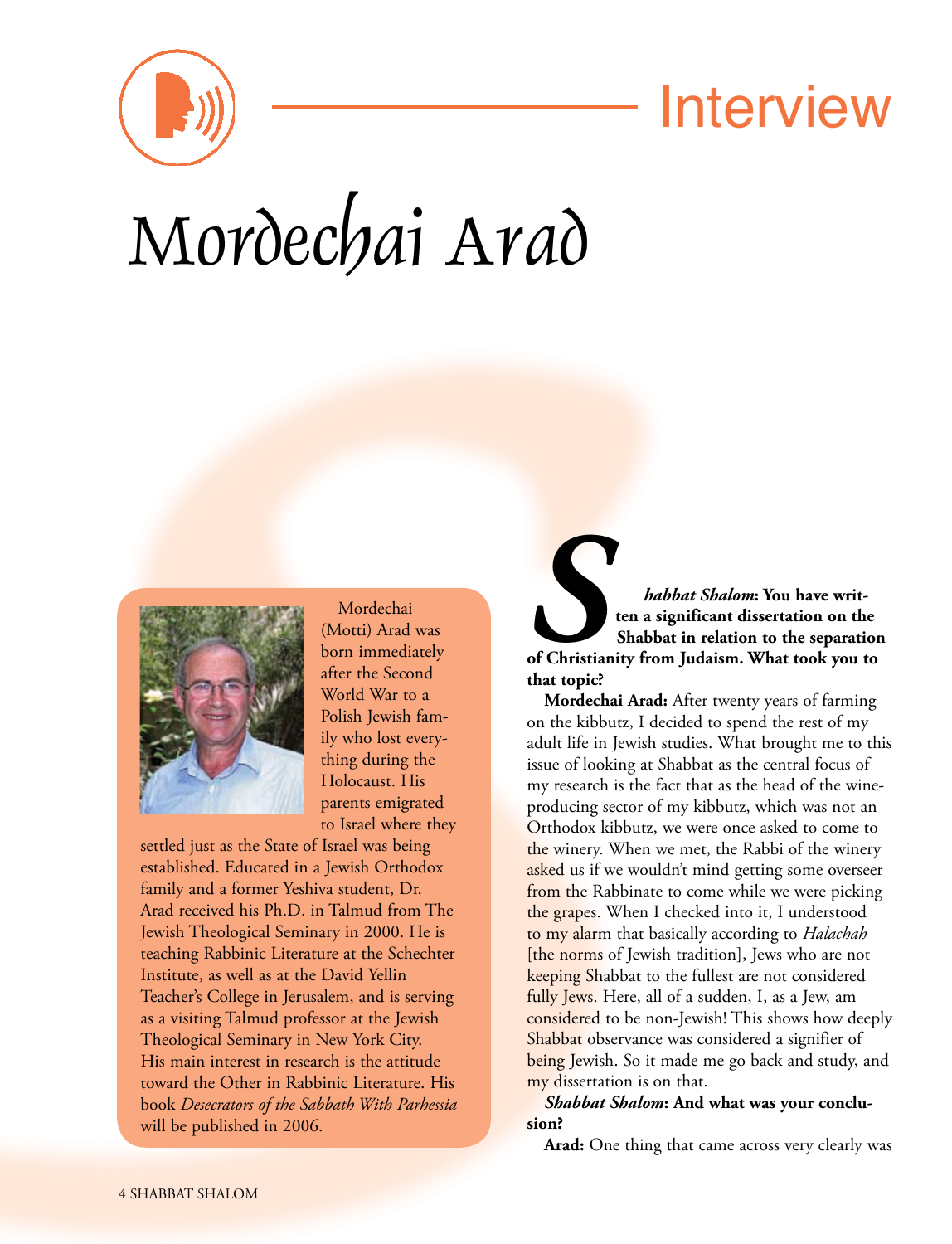# Interview

# Mordechai Arad

Mordechai (Motti) Arad was born immediately after the Second World War to a Polish Jewish family who lost everything during the Holocaust. His parents emigrated to Israel where they settled just as the State of Israel was being established. Educated in a Jewish Orthodox family and a former Yeshiva student, Dr. Arad received his Ph.D. in Talmud from The Jewish Theological Seminary in 2000. He is teaching Rabbinic Literature at the Schechter Institute, as well as at the David Yellin Teacher's College in Jerusalem, and is serving as a visiting Talmud professor at the Jewish Theological Seminary in New York City. His main interest in research is the attitude toward the Other in Rabbinic Literature. His book *Desecrators of the Sabbath With Parhessia* will be published in 2006.

***Shabbat Shalom*: You have written a significant dissertation on the Shabbat in relation to the separation of Christianity from Judaism. What took you to that topic?**

**Mordechai Arad:** After twenty years of farming on the kibbutz, I decided to spend the rest of my adult life in Jewish studies. What brought me to this issue of looking at Shabbat as the central focus of my research is the fact that as the head of the wine-producing sector of my kibbutz, which was not an Orthodox kibbutz, we were once asked to come to the winery. When we met, the Rabbi of the winery asked us if we wouldn't mind getting some overseer from the Rabbinate to come while we were picking the grapes. When I checked into it, I understood to my alarm that basically according to *Halachah* [the norms of Jewish tradition], Jews who are not keeping Shabbat to the fullest are not considered fully Jews. Here, all of a sudden, I, as a Jew, am considered to be non-Jewish! This shows how deeply Shabbat observance was considered a signifier of being Jewish. So it made me go back and study, and my dissertation is on that.

***Shabbat Shalom*: And what was your conclusion?**

**Arad:** One thing that came across very clearly was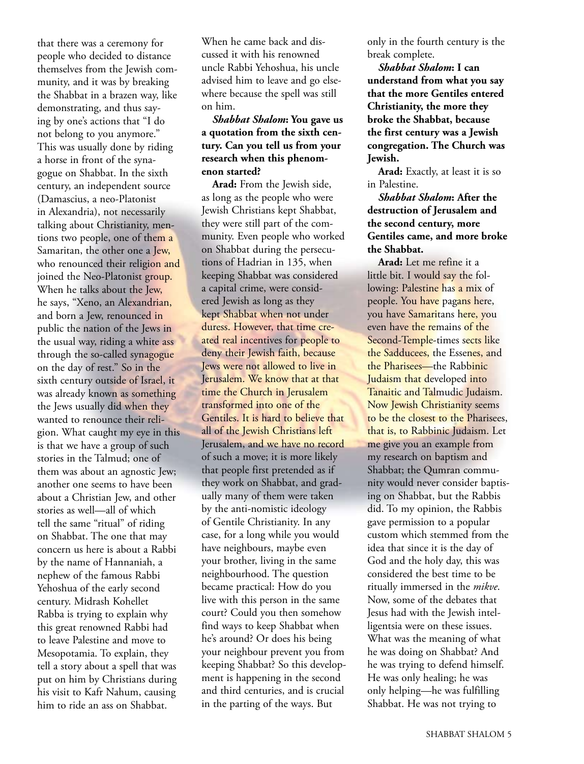that there was a ceremony for people who decided to distance themselves from the Jewish community, and it was by breaking the Shabbat in a brazen way, like demonstrating, and thus saying by one's actions that "I do not belong to you anymore." This was usually done by riding a horse in front of the synagogue on Shabbat. In the sixth century, an independent source (Damascius, a neo-Platonist in Alexandria), not necessarily talking about Christianity, mentions two people, one of them a Samaritan, the other one a Jew, who renounced their religion and joined the Neo-Platonist group. When he talks about the Jew, he says, "Xeno, an Alexandrian, and born a Jew, renounced in public the nation of the Jews in the usual way, riding a white ass through the so-called synagogue on the day of rest." So in the sixth century outside of Israel, it was already known as something the Jews usually did when they wanted to renounce their religion. What caught my eye in this is that we have a group of such stories in the Talmud; one of them was about an agnostic Jew; another one seems to have been about a Christian Jew, and other stories as well—all of which tell the same "ritual" of riding on Shabbat. The one that may concern us here is about a Rabbi by the name of Hannaniah, a nephew of the famous Rabbi Yehoshua of the early second century. Midrash Kohellet Rabba is trying to explain why this great renowned Rabbi had to leave Palestine and move to Mesopotamia. To explain, they tell a story about a spell that was put on him by Christians during his visit to Kafr Nahum, causing him to ride an ass on Shabbat. When he came back and discussed it with his renowned uncle Rabbi Yehoshua, his uncle advised him to leave and go elsewhere because the spell was still on him.

***Shabbat Shalom*: You gave us a quotation from the sixth century. Can you tell us from your research when this phenomenon started?**

**Arad:** From the Jewish side, as long as the people who were Jewish Christians kept Shabbat, they were still part of the community. Even people who worked on Shabbat during the persecutions of Hadrian in 135, when keeping Shabbat was considered a capital crime, were considered Jewish as long as they kept Shabbat when not under duress. However, that time created real incentives for people to deny their Jewish faith, because Jews were not allowed to live in Jerusalem. We know that at that time the Church in Jerusalem transformed into one of the Gentiles. It is hard to believe that all of the Jewish Christians left Jerusalem, and we have no record of such a move; it is more likely that people first pretended as if they work on Shabbat, and gradually many of them were taken by the anti-nomistic ideology of Gentile Christianity. In any case, for a long while you would have neighbours, maybe even your brother, living in the same neighbourhood. The question became practical: How do you live with this person in the same court? Could you then somehow find ways to keep Shabbat when he's around? Or does his being your neighbour prevent you from keeping Shabbat? So this development is happening in the second and third centuries, and is crucial in the parting of the ways. But only in the fourth century is the break complete.

***Shabbat Shalom*: I can understand from what you say that the more Gentiles entered Christianity, the more they broke the Shabbat, because the first century was a Jewish congregation. The Church was Jewish.**

**Arad:** Exactly, at least it is so in Palestine.

***Shabbat Shalom*: After the destruction of Jerusalem and the second century, more Gentiles came, and more broke the Shabbat.**

**Arad:** Let me refine it a little bit. I would say the following: Palestine has a mix of people. You have pagans here, you have Samaritans here, you even have the remains of the Second-Temple-times sects like the Sadducees, the Essenes, and the Pharisees—the Rabbinic Judaism that developed into Tanaitic and Talmudic Judaism. Now Jewish Christianity seems to be the closest to the Pharisees, that is, to Rabbinic Judaism. Let me give you an example from my research on baptism and Shabbat; the Qumran community would never consider baptising on Shabbat, but the Rabbis did. To my opinion, the Rabbis gave permission to a popular custom which stemmed from the idea that since it is the day of God and the holy day, this was considered the best time to be ritually immersed in the *mikve*. Now, some of the debates that Jesus had with the Jewish intelligentsia were on these issues. What was the meaning of what he was doing on Shabbat? And he was trying to defend himself. He was only healing; he was only helping—he was fulfilling Shabbat. He was not trying to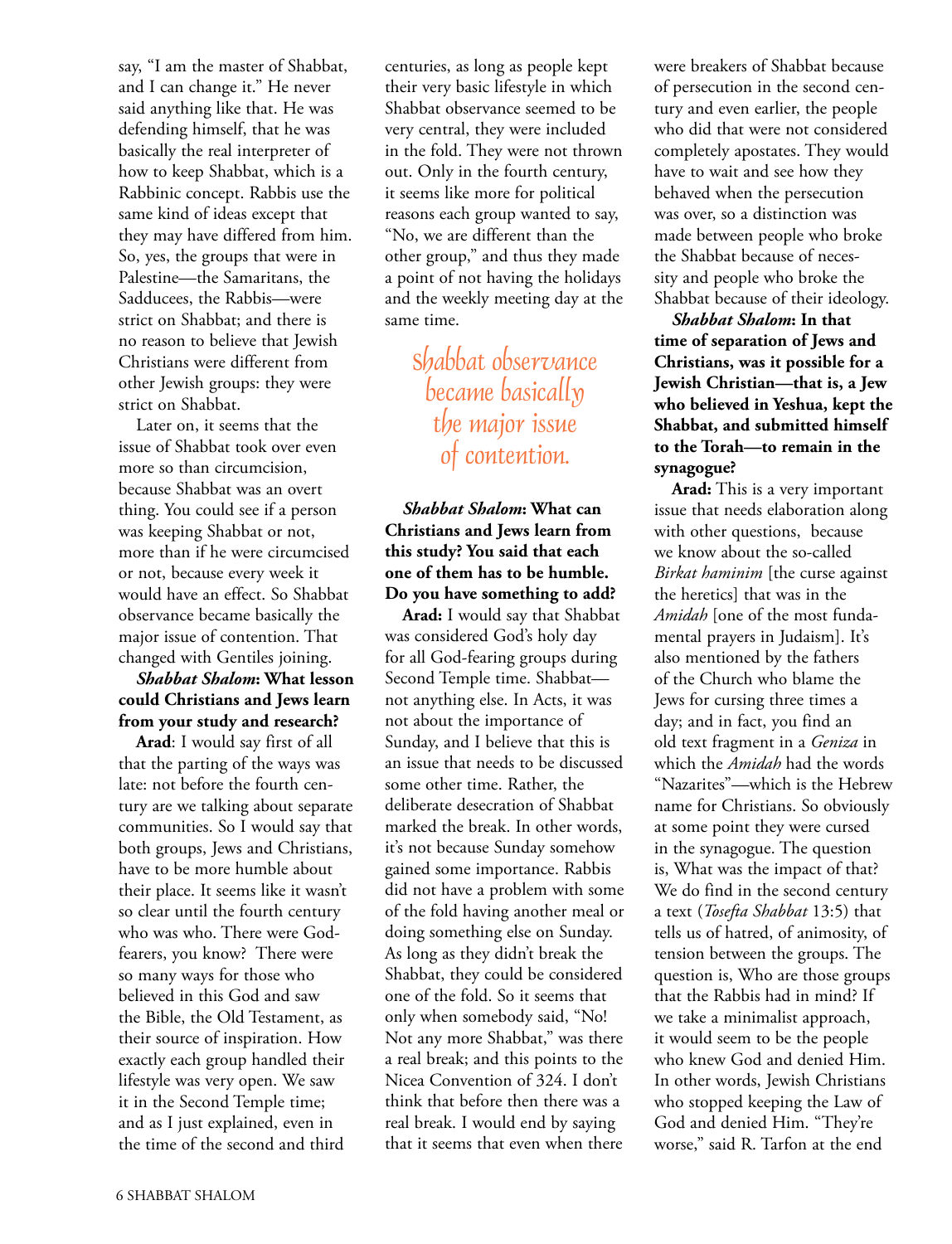say, "I am the master of Shabbat, and I can change it." He never said anything like that. He was defending himself, that he was basically the real interpreter of how to keep Shabbat, which is a Rabbinic concept. Rabbis use the same kind of ideas except that they may have differed from him. So, yes, the groups that were in Palestine—the Samaritans, the Sadducees, the Rabbis—were strict on Shabbat; and there is no reason to believe that Jewish Christians were different from other Jewish groups: they were strict on Shabbat.

Later on, it seems that the issue of Shabbat took over even more so than circumcision, because Shabbat was an overt thing. You could see if a person was keeping Shabbat or not, more than if he were circumcised or not, because every week it would have an effect. So Shabbat observance became basically the major issue of contention. That changed with Gentiles joining.

***Shabbat Shalom*: What lesson could Christians and Jews learn from your study and research?**

**Arad**: I would say first of all that the parting of the ways was late: not before the fourth century are we talking about separate communities. So I would say that both groups, Jews and Christians, have to be more humble about their place. It seems like it wasn't so clear until the fourth century who was who. There were God-fearers, you know? There were so many ways for those who believed in this God and saw the Bible, the Old Testament, as their source of inspiration. How exactly each group handled their lifestyle was very open. We saw it in the Second Temple time; and as I just explained, even in the time of the second and third centuries, as long as people kept their very basic lifestyle in which Shabbat observance seemed to be very central, they were included in the fold. They were not thrown out. Only in the fourth century, it seems like more for political reasons each group wanted to say, "No, we are different than the other group," and thus they made a point of not having the holidays and the weekly meeting day at the same time.

*Shabbat observance became basically the major issue of contention.*

***Shabbat Shalom*: What can Christians and Jews learn from this study? You said that each one of them has to be humble. Do you have something to add?**

**Arad:** I would say that Shabbat was considered God's holy day for all God-fearing groups during Second Temple time. Shabbat—not anything else. In Acts, it was not about the importance of Sunday, and I believe that this is an issue that needs to be discussed some other time. Rather, the deliberate desecration of Shabbat marked the break. In other words, it's not because Sunday somehow gained some importance. Rabbis did not have a problem with some of the fold having another meal or doing something else on Sunday. As long as they didn't break the Shabbat, they could be considered one of the fold. So it seems that only when somebody said, "No! Not any more Shabbat," was there a real break; and this points to the Nicea Convention of 324. I don't think that before then there was a real break. I would end by saying that it seems that even when there were breakers of Shabbat because of persecution in the second century and even earlier, the people who did that were not considered completely apostates. They would have to wait and see how they behaved when the persecution was over, so a distinction was made between people who broke the Shabbat because of necessity and people who broke the Shabbat because of their ideology.

***Shabbat Shalom*: In that time of separation of Jews and Christians, was it possible for a Jewish Christian—that is, a Jew who believed in Yeshua, kept the Shabbat, and submitted himself to the Torah—to remain in the synagogue?**

**Arad:** This is a very important issue that needs elaboration along with other questions, because we know about the so-called *Birkat haminim* [the curse against the heretics] that was in the *Amidah* [one of the most fundamental prayers in Judaism]. It's also mentioned by the fathers of the Church who blame the Jews for cursing three times a day; and in fact, you find an old text fragment in a *Geniza* in which the *Amidah* had the words "Nazarites"—which is the Hebrew name for Christians. So obviously at some point they were cursed in the synagogue. The question is, What was the impact of that? We do find in the second century a text (*Tosefta Shabbat* 13:5) that tells us of hatred, of animosity, of tension between the groups. The question is, Who are those groups that the Rabbis had in mind? If we take a minimalist approach, it would seem to be the people who knew God and denied Him. In other words, Jewish Christians who stopped keeping the Law of God and denied Him. "They're worse," said R. Tarfon at the end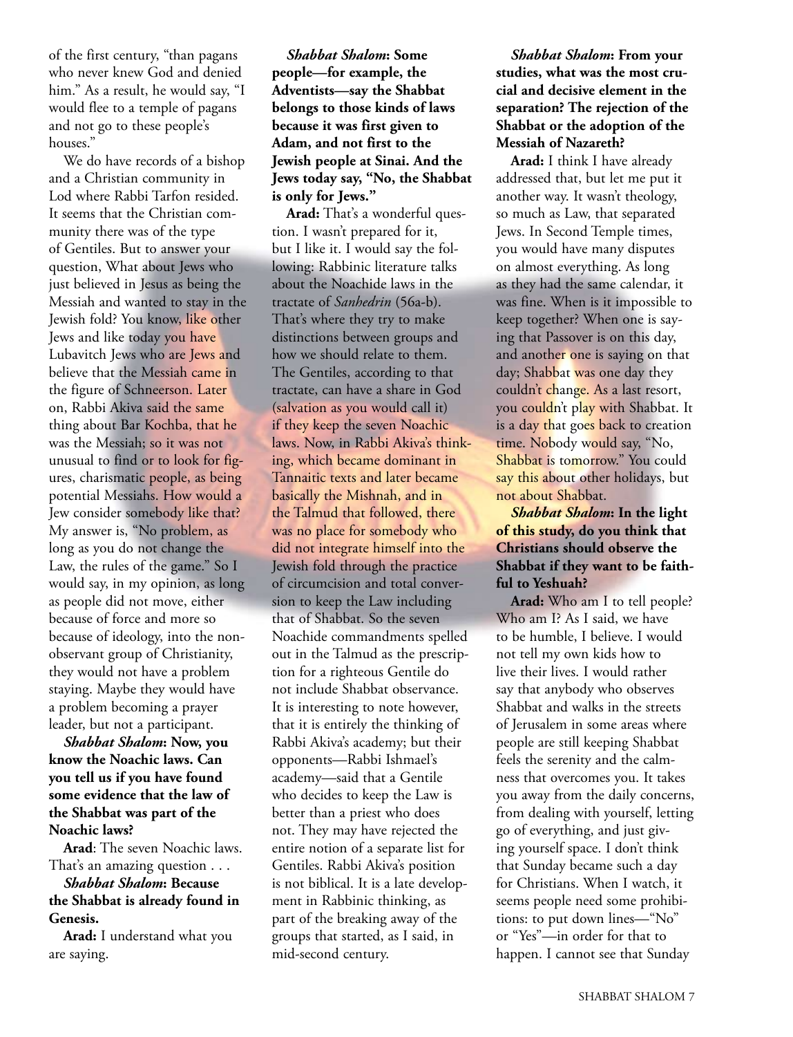of the first century, "than pagans who never knew God and denied him." As a result, he would say, "I would flee to a temple of pagans and not go to these people's houses."

We do have records of a bishop and a Christian community in Lod where Rabbi Tarfon resided. It seems that the Christian community there was of the type of Gentiles. But to answer your question, What about Jews who just believed in Jesus as being the Messiah and wanted to stay in the Jewish fold? You know, like other Jews and like today you have Lubavitch Jews who are Jews and believe that the Messiah came in the figure of Schneerson. Later on, Rabbi Akiva said the same thing about Bar Kochba, that he was the Messiah; so it was not unusual to find or to look for figures, charismatic people, as being potential Messiahs. How would a Jew consider somebody like that? My answer is, "No problem, as long as you do not change the Law, the rules of the game." So I would say, in my opinion, as long as people did not move, either because of force and more so because of ideology, into the non-observant group of Christianity, they would not have a problem staying. Maybe they would have a problem becoming a prayer leader, but not a participant.

***Shabbat Shalom*: Now, you know the Noachic laws. Can you tell us if you have found some evidence that the law of the Shabbat was part of the Noachic laws?**

**Arad**: The seven Noachic laws. That's an amazing question . . .

***Shabbat Shalom*: Because the Shabbat is already found in Genesis.**

**Arad:** I understand what you are saying.

***Shabbat Shalom*: Some people—for example, the Adventists—say the Shabbat belongs to those kinds of laws because it was first given to Adam, and not first to the Jewish people at Sinai. And the Jews today say, "No, the Shabbat is only for Jews."**

**Arad:** That's a wonderful question. I wasn't prepared for it, but I like it. I would say the following: Rabbinic literature talks about the Noachide laws in the tractate of *Sanhedrin* (56a-b). That's where they try to make distinctions between groups and how we should relate to them. The Gentiles, according to that tractate, can have a share in God (salvation as you would call it) if they keep the seven Noachic laws. Now, in Rabbi Akiva's thinking, which became dominant in Tannaitic texts and later became basically the Mishnah, and in the Talmud that followed, there was no place for somebody who did not integrate himself into the Jewish fold through the practice of circumcision and total conversion to keep the Law including that of Shabbat. So the seven Noachide commandments spelled out in the Talmud as the prescription for a righteous Gentile do not include Shabbat observance. It is interesting to note however, that it is entirely the thinking of Rabbi Akiva's academy; but their opponents—Rabbi Ishmael's academy—said that a Gentile who decides to keep the Law is better than a priest who does not. They may have rejected the entire notion of a separate list for Gentiles. Rabbi Akiva's position is not biblical. It is a late development in Rabbinic thinking, as part of the breaking away of the groups that started, as I said, in mid-second century.

***Shabbat Shalom*: From your studies, what was the most crucial and decisive element in the separation? The rejection of the Shabbat or the adoption of the Messiah of Nazareth?**

**Arad:** I think I have already addressed that, but let me put it another way. It wasn't theology, so much as Law, that separated Jews. In Second Temple times, you would have many disputes on almost everything. As long as they had the same calendar, it was fine. When is it impossible to keep together? When one is saying that Passover is on this day, and another one is saying on that day; Shabbat was one day they couldn't change. As a last resort, you couldn't play with Shabbat. It is a day that goes back to creation time. Nobody would say, "No, Shabbat is tomorrow." You could say this about other holidays, but not about Shabbat.

***Shabbat Shalom*: In the light of this study, do you think that Christians should observe the Shabbat if they want to be faithful to Yeshuah?**

**Arad:** Who am I to tell people? Who am I? As I said, we have to be humble, I believe. I would not tell my own kids how to live their lives. I would rather say that anybody who observes Shabbat and walks in the streets of Jerusalem in some areas where people are still keeping Shabbat feels the serenity and the calmness that overcomes you. It takes you away from the daily concerns, from dealing with yourself, letting go of everything, and just giving yourself space. I don't think that Sunday became such a day for Christians. When I watch, it seems people need some prohibitions: to put down lines—"No" or "Yes"—in order for that to happen. I cannot see that Sunday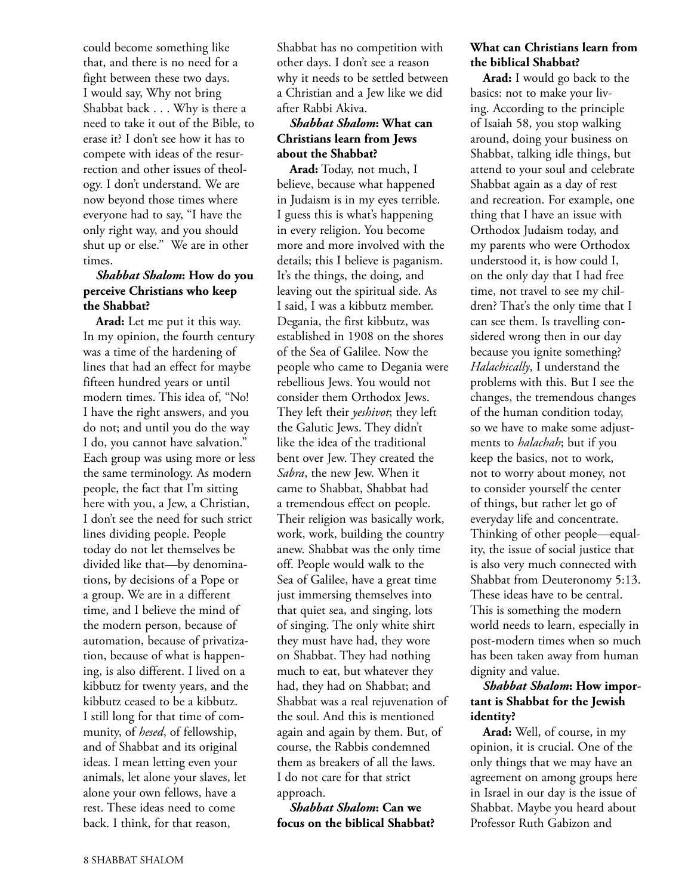could become something like that, and there is no need for a fight between these two days. I would say, Why not bring Shabbat back . . . Why is there a need to take it out of the Bible, to erase it? I don't see how it has to compete with ideas of the resurrection and other issues of theology. I don't understand. We are now beyond those times where everyone had to say, "I have the only right way, and you should shut up or else." We are in other times.

***Shabbat Shalom*: How do you perceive Christians who keep the Shabbat?**

**Arad:** Let me put it this way. In my opinion, the fourth century was a time of the hardening of lines that had an effect for maybe fifteen hundred years or until modern times. This idea of, "No! I have the right answers, and you do not; and until you do the way I do, you cannot have salvation." Each group was using more or less the same terminology. As modern people, the fact that I'm sitting here with you, a Jew, a Christian, I don't see the need for such strict lines dividing people. People today do not let themselves be divided like that—by denominations, by decisions of a Pope or a group. We are in a different time, and I believe the mind of the modern person, because of automation, because of privatization, because of what is happening, is also different. I lived on a kibbutz for twenty years, and the kibbutz ceased to be a kibbutz. I still long for that time of community, of *hesed*, of fellowship, and of Shabbat and its original ideas. I mean letting even your animals, let alone your slaves, let alone your own fellows, have a rest. These ideas need to come back. I think, for that reason, Shabbat has no competition with other days. I don't see a reason why it needs to be settled between a Christian and a Jew like we did after Rabbi Akiva.

***Shabbat Shalom*: What can Christians learn from Jews about the Shabbat?**

**Arad:** Today, not much, I believe, because what happened in Judaism is in my eyes terrible. I guess this is what's happening in every religion. You become more and more involved with the details; this I believe is paganism. It's the things, the doing, and leaving out the spiritual side. As I said, I was a kibbutz member. Degania, the first kibbutz, was established in 1908 on the shores of the Sea of Galilee. Now the people who came to Degania were rebellious Jews. You would not consider them Orthodox Jews. They left their *yeshivot*; they left the Galutic Jews. They didn't like the idea of the traditional bent over Jew. They created the *Sabra*, the new Jew. When it came to Shabbat, Shabbat had a tremendous effect on people. Their religion was basically work, work, work, building the country anew. Shabbat was the only time off. People would walk to the Sea of Galilee, have a great time just immersing themselves into that quiet sea, and singing, lots of singing. The only white shirt they must have had, they wore on Shabbat. They had nothing much to eat, but whatever they had, they had on Shabbat; and Shabbat was a real rejuvenation of the soul. And this is mentioned again and again by them. But, of course, the Rabbis condemned them as breakers of all the laws. I do not care for that strict approach.

***Shabbat Shalom*: Can we focus on the biblical Shabbat? What can Christians learn from the biblical Shabbat?**

**Arad:** I would go back to the basics: not to make your living. According to the principle of Isaiah 58, you stop walking around, doing your business on Shabbat, talking idle things, but attend to your soul and celebrate Shabbat again as a day of rest and recreation. For example, one thing that I have an issue with Orthodox Judaism today, and my parents who were Orthodox understood it, is how could I, on the only day that I had free time, not travel to see my children? That's the only time that I can see them. Is travelling considered wrong then in our day because you ignite something? *Halachically*, I understand the problems with this. But I see the changes, the tremendous changes of the human condition today, so we have to make some adjustments to *halachah*; but if you keep the basics, not to work, not to worry about money, not to consider yourself the center of things, but rather let go of everyday life and concentrate. Thinking of other people—equality, the issue of social justice that is also very much connected with Shabbat from Deuteronomy 5:13. These ideas have to be central. This is something the modern world needs to learn, especially in post-modern times when so much has been taken away from human dignity and value.

***Shabbat Shalom*: How important is Shabbat for the Jewish identity?**

**Arad:** Well, of course, in my opinion, it is crucial. One of the only things that we may have an agreement on among groups here in Israel in our day is the issue of Shabbat. Maybe you heard about Professor Ruth Gabizon and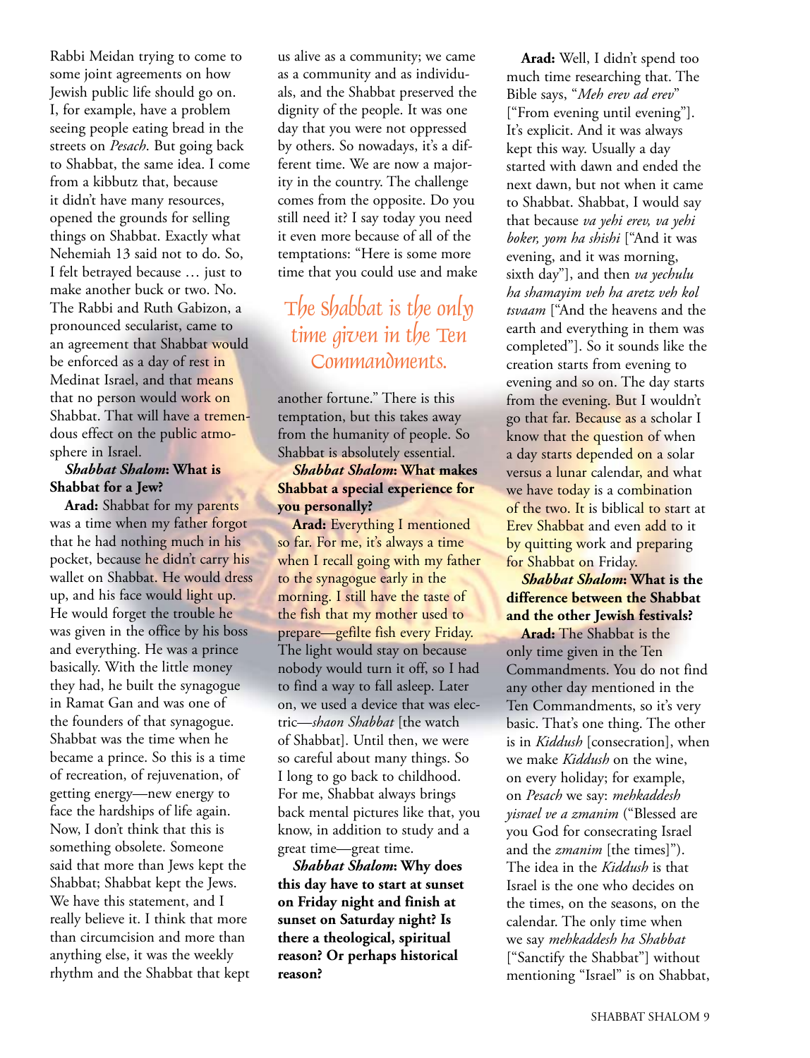Rabbi Meidan trying to come to some joint agreements on how Jewish public life should go on. I, for example, have a problem seeing people eating bread in the streets on *Pesach*. But going back to Shabbat, the same idea. I come from a kibbutz that, because it didn't have many resources, opened the grounds for selling things on Shabbat. Exactly what Nehemiah 13 said not to do. So, I felt betrayed because … just to make another buck or two. No. The Rabbi and Ruth Gabizon, a pronounced secularist, came to an agreement that Shabbat would be enforced as a day of rest in Medinat Israel, and that means that no person would work on Shabbat. That will have a tremendous effect on the public atmosphere in Israel.

***Shabbat Shalom*: What is Shabbat for a Jew?**

**Arad:** Shabbat for my parents was a time when my father forgot that he had nothing much in his pocket, because he didn't carry his wallet on Shabbat. He would dress up, and his face would light up. He would forget the trouble he was given in the office by his boss and everything. He was a prince basically. With the little money they had, he built the synagogue in Ramat Gan and was one of the founders of that synagogue. Shabbat was the time when he became a prince. So this is a time of recreation, of rejuvenation, of getting energy—new energy to face the hardships of life again. Now, I don't think that this is something obsolete. Someone said that more than Jews kept the Shabbat; Shabbat kept the Jews. We have this statement, and I really believe it. I think that more than circumcision and more than anything else, it was the weekly rhythm and the Shabbat that kept us alive as a community; we came as a community and as individuals, and the Shabbat preserved the dignity of the people. It was one day that you were not oppressed by others. So nowadays, it's a different time. We are now a majority in the country. The challenge comes from the opposite. Do you still need it? I say today you need it even more because of all of the temptations: "Here is some more time that you could use and make another fortune." There is this temptation, but this takes away from the humanity of people. So Shabbat is absolutely essential.

> *The Shabbat is the only time given in the Ten Commandments.*

***Shabbat Shalom*: What makes Shabbat a special experience for you personally?**

**Arad:** Everything I mentioned so far. For me, it's always a time when I recall going with my father to the synagogue early in the morning. I still have the taste of the fish that my mother used to prepare—gefilte fish every Friday. The light would stay on because nobody would turn it off, so I had to find a way to fall asleep. Later on, we used a device that was electric—*shaon Shabbat* [the watch of Shabbat]. Until then, we were so careful about many things. So I long to go back to childhood. For me, Shabbat always brings back mental pictures like that, you know, in addition to study and a great time—great time.

***Shabbat Shalom*: Why does this day have to start at sunset on Friday night and finish at sunset on Saturday night? Is there a theological, spiritual reason? Or perhaps historical reason?**

**Arad:** Well, I didn't spend too much time researching that. The Bible says, "*Meh erev ad erev*" ["From evening until evening"]. It's explicit. And it was always kept this way. Usually a day started with dawn and ended the next dawn, but not when it came to Shabbat. Shabbat, I would say that because *va yehi erev, va yehi boker, yom ha shishi* ["And it was evening, and it was morning, sixth day"], and then *va yechulu ha shamayim veh ha aretz veh kol tsvaam* ["And the heavens and the earth and everything in them was completed"]. So it sounds like the creation starts from evening to evening and so on. The day starts from the evening. But I wouldn't go that far. Because as a scholar I know that the question of when a day starts depended on a solar versus a lunar calendar, and what we have today is a combination of the two. It is biblical to start at Erev Shabbat and even add to it by quitting work and preparing for Shabbat on Friday.

***Shabbat Shalom*: What is the difference between the Shabbat and the other Jewish festivals?**

**Arad:** The Shabbat is the only time given in the Ten Commandments. You do not find any other day mentioned in the Ten Commandments, so it's very basic. That's one thing. The other is in *Kiddush* [consecration], when we make *Kiddush* on the wine, on every holiday; for example, on *Pesach* we say: *mehkaddesh yisrael ve a zmanim* ("Blessed are you God for consecrating Israel and the *zmanim* [the times]"). The idea in the *Kiddush* is that Israel is the one who decides on the times, on the seasons, on the calendar. The only time when we say *mehkaddesh ha Shabbat* ["Sanctify the Shabbat"] without mentioning "Israel" is on Shabbat,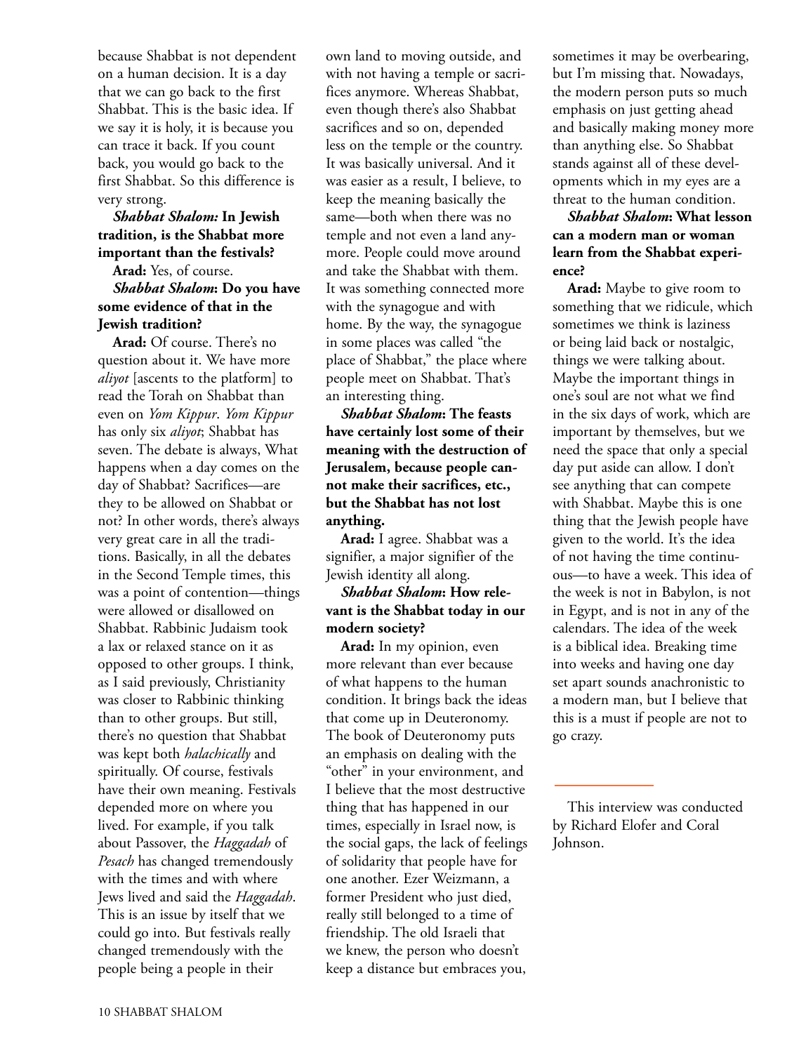because Shabbat is not dependent on a human decision. It is a day that we can go back to the first Shabbat. This is the basic idea. If we say it is holy, it is because you can trace it back. If you count back, you would go back to the first Shabbat. So this difference is very strong.

***Shabbat Shalom:* In Jewish tradition, is the Shabbat more important than the festivals?**

**Arad:** Yes, of course.

***Shabbat Shalom*: Do you have some evidence of that in the Jewish tradition?**

**Arad:** Of course. There's no question about it. We have more *aliyot* [ascents to the platform] to read the Torah on Shabbat than even on *Yom Kippur*. *Yom Kippur* has only six *aliyot*; Shabbat has seven. The debate is always, What happens when a day comes on the day of Shabbat? Sacrifices—are they to be allowed on Shabbat or not? In other words, there's always very great care in all the traditions. Basically, in all the debates in the Second Temple times, this was a point of contention—things were allowed or disallowed on Shabbat. Rabbinic Judaism took a lax or relaxed stance on it as opposed to other groups. I think, as I said previously, Christianity was closer to Rabbinic thinking than to other groups. But still, there's no question that Shabbat was kept both *halachically* and spiritually. Of course, festivals have their own meaning. Festivals depended more on where you lived. For example, if you talk about Passover, the *Haggadah* of *Pesach* has changed tremendously with the times and with where Jews lived and said the *Haggadah*. This is an issue by itself that we could go into. But festivals really changed tremendously with the people being a people in their own land to moving outside, and with not having a temple or sacrifices anymore. Whereas Shabbat, even though there's also Shabbat sacrifices and so on, depended less on the temple or the country. It was basically universal. And it was easier as a result, I believe, to keep the meaning basically the same—both when there was no temple and not even a land anymore. People could move around and take the Shabbat with them. It was something connected more with the synagogue and with home. By the way, the synagogue in some places was called "the place of Shabbat," the place where people meet on Shabbat. That's an interesting thing.

***Shabbat Shalom*: The feasts have certainly lost some of their meaning with the destruction of Jerusalem, because people cannot make their sacrifices, etc., but the Shabbat has not lost anything.**

**Arad:** I agree. Shabbat was a signifier, a major signifier of the Jewish identity all along.

***Shabbat Shalom*: How relevant is the Shabbat today in our modern society?**

**Arad:** In my opinion, even more relevant than ever because of what happens to the human condition. It brings back the ideas that come up in Deuteronomy. The book of Deuteronomy puts an emphasis on dealing with the "other" in your environment, and I believe that the most destructive thing that has happened in our times, especially in Israel now, is the social gaps, the lack of feelings of solidarity that people have for one another. Ezer Weizmann, a former President who just died, really still belonged to a time of friendship. The old Israeli that we knew, the person who doesn't keep a distance but embraces you, sometimes it may be overbearing, but I'm missing that. Nowadays, the modern person puts so much emphasis on just getting ahead and basically making money more than anything else. So Shabbat stands against all of these developments which in my eyes are a threat to the human condition.

***Shabbat Shalom*: What lesson can a modern man or woman learn from the Shabbat experience?**

**Arad:** Maybe to give room to something that we ridicule, which sometimes we think is laziness or being laid back or nostalgic, things we were talking about. Maybe the important things in one's soul are not what we find in the six days of work, which are important by themselves, but we need the space that only a special day put aside can allow. I don't see anything that can compete with Shabbat. Maybe this is one thing that the Jewish people have given to the world. It's the idea of not having the time continuous—to have a week. This idea of the week is not in Babylon, is not in Egypt, and is not in any of the calendars. The idea of the week is a biblical idea. Breaking time into weeks and having one day set apart sounds anachronistic to a modern man, but I believe that this is a must if people are not to go crazy.

---

This interview was conducted by Richard Elofer and Coral Johnson.